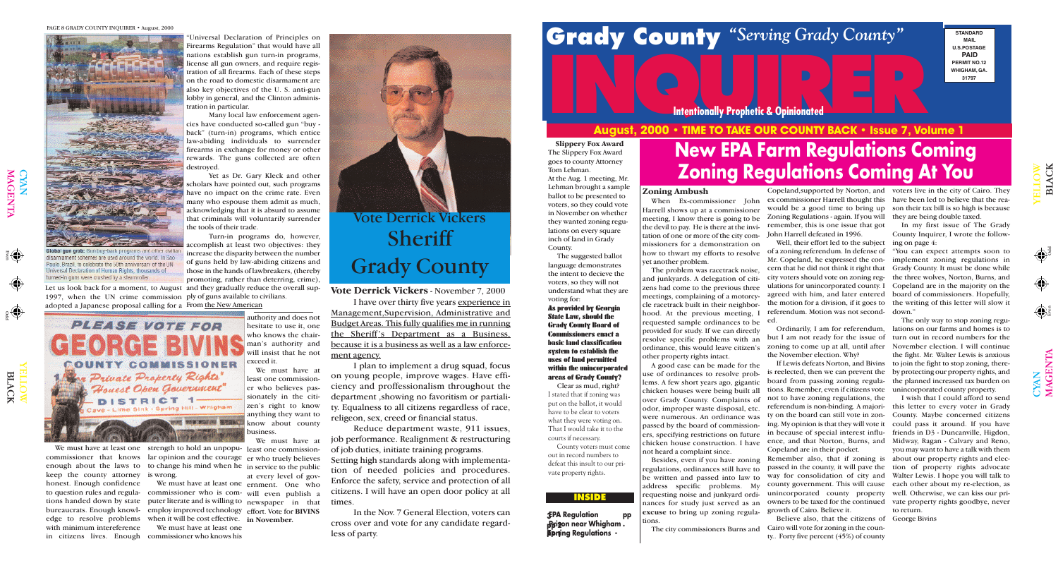"Universal Declaration of Principles on Firearms Regulation" that would have all nations establish gun turn-in programs, license all gun owners, and require registration of all firearms. Each of these steps on the road to domestic disarmament are also key objectives of the U. S. anti-gun lobby in general, and the Clinton administration in particular.

Many local law enforcement agencies have conducted so-called gun "buy - back" (turn-in) programs, which entice law-abiding individuals to surrender firearms in exchange for money or other rewards. The guns collected are often destroyed.

Yet as Dr. Gary Kleck and other scholars have pointed out, such programs have no impact on the crime rate. Even many who espouse them admit as much, acknowledging that it is absurd to assume that criminals will voluntarily surrender the tools of their trade.

Turn-in programs do, however, accomplish at least two objectives: they increase the disparity between the number of guns held by law-abiding citizens and those in the hands of lawbreakers, (thereby promoting, rather than deterring, crime), and they gradually reduce the overall supply of guns available to civilians.

Global gun grab: Gun buy-back programs and other civilian disarmament schemes are used around the world. In Sao Paulo, Brazil, to celebrate the 50th anniversary of the UN Universal Declaration of Human Rights, thousands of turned-in guns were crushed by a steamroller.

Let us look back for a moment, to August 1997, when the UN crime commission adopted a Japanese proposal calling for a From the New American

PLEASE VOTE FOR GEORGE BIVINS COUNTY COMMISSIONER "Private Property Rights" "Honest Open Government" DISTRICT 1 Cave - Lime Sink - Spring Hill - Whigham

We must have at least one commissioner that knows enough about the laws to keep the county attorney honest. Enough confidence to question rules and regulations handed down by state bureaucrats. Enough knowledge to resolve problems with minimum intereference in citizens lives. Enough strength to hold an unpopular opinion and the courage to change his mind when he is wrong.

We must have at least one commissioner who is computer literate and is willing to employ improved technology when it will be cost effective.

We must have at least one commissioner who knows his authority and does not hesitate to use it, one who knows the chairman's authority and will insist that he not exceed it.

We must have at least one commissioner who believes passionately in the citizen's right to know anything they want to know about county business.

We must have at least one commissioner who truely believes in service to the public at every level of government. One who will even publish a newspaper in that effort. Vote for **BIVINS in November.**

# Vote Derrick Vickers Sheriff Grady County

**Vote Derrick Vickers** - November 7, 2000

I have over thirty five years experience in Management, Supervision, Administrative and Budget Areas. This fully qualifies me in running the Sheriff's Department as a Business, because it is a business as well as a law enforcement agency.

I plan to implement a drug squad, focus on young people, improve wages. Have efficiency and proffessionalism throughout the department ,showing no favoritism or partiality. Equalness to all citizens regardless of race, religeon, sex, creed or financial status.

Reduce department waste, 911 issues, job performance. Realignment & restructuring of job duties, initiate training programs.

Setting high standards along with implementation of needed policies and procedures. Enforce the safety, service and protection of all citizens. I will have an open door policy at all times.

In the Nov. 7 General Election, voters can cross over and vote for any candidate regardless of party.

# Grady County INQUIRER *"Serving Grady County"*

Intentionally Prophetic & Opinionated

STANDARD MAIL U.S.POSTAGE PAID PERMIT NO.12 WHIGHAM, GA. 31797

## August, 2000 • TIME TO TAKE OUR COUNTY BACK • Issue 7, Volume 1

**Slippery Fox Award**

The Slippery Fox Award goes to county Attorney Tom Lehman.

At the Aug. 1 meeting, Mr. Lehman brought a sample ballot to be presented to voters, so they could vote in November on whether they wanted zoning regulations on every square inch of land in Grady County.

The suggested ballot language demonstrates the intent to decieve the voters, so they will not understand what they are voting for:

**As provided by Georgia State Law, should the Grady County Board of Commissioners enact a basic land classification system to establish the uses of land permitted within the unincorporated areas of Grady County?**

Clear as mud, right? I stated that if zoning was put on the ballot, it would have to be clear to voters what they were voting on. That I would take it to the courts if necessary.

County voters must come out in record numbers to defeat this insult to our private property rights.

### INSIDE

EPA Regulation pp 3
Prison near Whigham pp 4
Zoning Regulations - pp 5

# New EPA Farm Regulations Coming Zoning Regulations Coming At You

**Zoning Ambush**

When Ex-commissioner John Harrell shows up at a commissioner meeting, I know there is going to be the devil to pay. He is there at the invitation of one or more of the city commissioners for a demonstration on how to thwart my efforts to resolve yet another problem.

The problem was racetrack noise, and junkyards. A delegation of citizens had come to the previous three meetings, complaining of a motorcycle racetrack built in their neighborhood. At the previous meeting, I requested sample ordinances to be provided for study. If we can directly resolve specific problems with an ordinance, this would leave citizen's other property rights intact.

A good case can be made for the use of ordinances to resolve problems. A few short years ago, gigantic chicken houses were being built all over Grady County. Complaints of odor, improper waste disposal, etc. were numerous. An ordinance was passed by the board of commissioners, specifying restrictions on future chicken house construction. I have not heard a complaint since.

Besides, even if you have zoning regulations, ordinances still have to be written and passed into law to address specific problems. My requesting noise and junkyard ordinances for study just served as an **excuse** to bring up zoning regulations.

The city commissioners Burns and Copeland,supported by Norton, and ex commissioner Harrell thought this would be a good time to bring up Zoning Regulations - again. If you will remember, this is one issue that got John Harrell defeated in 1996.

Well, their effort led to the subject of a zoning referendum. In defense of Mr. Copeland, he expressed the concern that he did not think it right that city voters should vote on zoning regulations for unincorporated county. I agreed with him, and later entered the motion for a division, if it goes to referendum. Motion was not seconded.

Ordinarily, I am for referendum, but I am not ready for the issue of zoning to come up at all, until after the November election. Why?

If Lewis defeats Norton, and Bivins is reelected, then we can prevent the board from passing zoning regulations. Remember, even if citizens vote not to have zoning regulations, the referendum is non-binding. A majority on the board can still vote in zoning. My opinion is that they will vote it in because of special interest influence, and that Norton, Burns, and Copeland are in their pocket.

Remember also, that if zoning is passed in the county, it will pave the way for consolidation of city and county government. This will cause unincorporated county property owners to be taxed for the continued growth of Cairo. Believe it.

Believe also, that the citizens of Cairo will vote for zoning in the county.. Forty five percent (45%) of county voters live in the city of Cairo. They have been led to believe that the reason their tax bill is so high is because they are being double taxed.

In my first issue of The Grady County Inquirer, I wrote the following on page 4:

"You can expect attempts soon to implement zoning regulations in Grady County. It must be done while the three wolves, Norton, Burns, and Copeland are in the majority on the board of commissioners. Hopefully, the writing of this letter will slow it down."

The only way to stop zoning regulations on our farms and homes is to turn out in record numbers for the November election. I will continue the fight. Mr. Walter Lewis is anxious to join the fight to stop zoning, thereby protecting our property rights, and the planned increased tax burden on unincorporated county property.

I wish that I could afford to send this letter to every voter in Grady County. Maybe concerned citizens could pass it around. If you have friends in D3 - Duncanville, Higdon, Midway, Ragan - Calvary and Reno, you may want to have a talk with them about our property rights and election of property rights advocate Walter Lewis. I hope you will talk to each other about my re-election, as well. Otherwise, we can kiss our private property rights goodbye, never to return.

George Bivins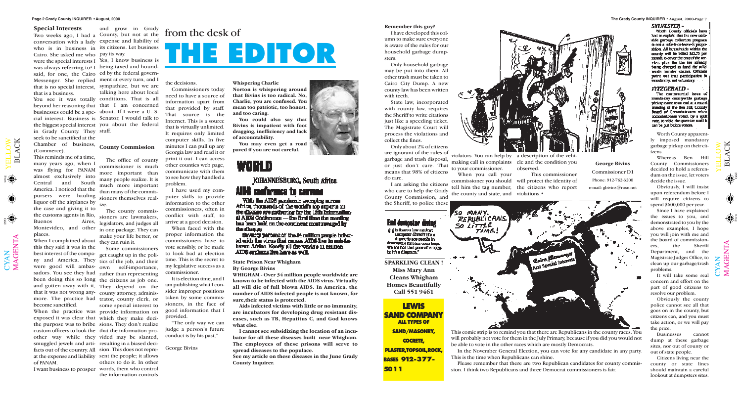# from the desk of THE EDITOR

### Special Interests

Two weeks ago, I had a conversation with a lady who is in business in Cairo. She asked me who were the special interests I was always referring to? I said, for one, the Cairo Messenger. She replied that is no special interest, that is a business.

You see it was totally beyond her reasoning that businesses could be a special interest. Business is the biggest special interest in Grady County. They seek to be sanctified at the Chamber of business, (Commerce).

This reminds me of a time, many years ago, when I was flying for PANAM almost exclusively into Central and South America. I noticed that the pursers were hauling liquor off the airplanes by the case and giving it to the customs agents in Rio, Buenos Aires, Montevideo, and other places.

When I complained about this they said it was in the best interest of the company and America. They were good will ambassadors. You see they had been doing this so long and gotten away with it, that it was not wrong anymore. The practice had become sanctified.

When the practice was exposed it was clear that the purpose was to bribe custom officers to look the other way while they smuggled jewels and artifacts out of the country. All at the expense and liability of PANAM.

I want business to prosper and grow in Grady County, but not at the expense and liability of its citizens. Let business pay its way.

Yes, I know business is being taxed and hounded by the federal government at every turn, and I sympathize, but we are talking here about local conditions. That is all that I am concerned about. If I were a U. S. Senator, I would talk to you about the federal stuff.

### County Commission

The office of county commissioner is much more important than many people realize. It is much more important than many of the commissioners themselves realize.

The county commissioners are lawmakers, legislators, and judges all in one package. They can make your life better, or they can ruin it.

Some commissioners get caught up in the politics of the job, and their own self-importance, rather than representing the citizens as job one. They depend on the county attorney, administrator, county clerk, or some special interest to provide information on which they make decisions. They don't realize that the information provided may be slanted, resulting in a biased decision. This does not represent the people; it allows others to do it. In other words, when two control the information controls the decisions.

Commissioners today need to have a source of information apart from that provided by staff. That source is the Internet. This is a source that is virtually unlimited. It requires only limited computer skills. In five minutes I can pull up any Georgia law and read it or print it out. I can access other counties web page, communicate with them to see how they handled a problem.

I have used my computer skills to provide information to the other commissioners, often in conflict with staff, to arrive at a good decision.

When faced with the proper information the commissioners have to vote sensibly, or be made to look bad at election time. This is the secret to my legislative success as a commissioner.

It is election time, and I am publishing what I consider improper positions taken by some commissioners, in the face of good information that I provided.

"The only way we can judge a person's future conduct is by his past,"

George Bivins

### Whispering Charlie

**Norton is whispering around that Bivins is too radical. No, Charlie, you are confused. You mean too patriotic, too honest, and too caring.**

**You could also say that Bivins is impatient with foot dragging, inefficiency and lack of accountability.**

**You may even get a road paved if you are not careful.**

## WORLD

JOHANNESBURG, South Africa

### AIDS conference to convene

With the AIDS pandemic sweeping across Africa, thousands of the world's top experts on the disease are gathering for the 13th International AIDS Conference — the first time the meeting has been held on the continent most ravaged by the disease.

Seventy percent of the 34 million people infected with the virus that causes AIDS live in sub-Saharan Africa. Nearly all the world's 11 million AIDS orphans live here as well.

### State Prison Near Whigham
**By George Bivins**

**WHIGHAM - Over 34 million people worldwide are known to be infected with the AIDS virus. Virtually all will die of full blown AIDS. In America, the number of AIDS infected people is not known, for sure,their status is protected.**

**Aids infected victims with little or no immunity, are incubators for developing drug resist ant diseases, such as TB, Hepatitus C, and God knows what else.**

**I cannot see subsidizing the location of an incubator for all these diseases built near Whigham. The employees of these prisons will serve to spread diseases to the populace.**

**See my article on these diseases in the June Grady County Inquirer.**

### Remember this guy?

I have developed this column to make sure everyone is aware of the rules for our household garbage dumpsters.

Only household garbage may be put into them. All other trash must be taken to Cairo City Dump. A new county law has been written with teeth.

State law, incorporated with county law, requires the Sheriff to write citations just like a speeding ticket. The Magistrate Court will process the violations and collect the fines.

Only about 2% of citizens are ignorant of the rules of garbage and trash disposal, or just don't care. That means that 98% of citizens do care.

I am asking the citizens who care to help the Grady County Commission, and the Sheriff, to police these violators. You can help by making call in complaints to your commissioner.

When you call your commissioner you should tell him the tag number, the county and state, and a description of the vehicle and the condition you observed.

This commissioner will protect the identity of the citizens who report violations.•

**George Bivins**
Commissioner D1
Phone: 912-762-3200
e-mail: gbivins@rose.net

### End dumpster diving

"Is there a law against dumpster divers? It's a shame to see people in dumpsters ripping open bags. We are not that poor of a county. It's a disgrace."

**SPARKLING CLEAN !**
**Miss Mary Ann Cleans Whigham Homes Beautifully Call 551 9461**

**LEWIS SAND COMPANY**
**ALL TYPES OF SAND/MASONRY, COCRETE, PLASTER,TOPSOIL,ROCK, BASES 912-377-5011**

This comic strip is to remind you that there are Republicans in the county races. You will probably not vote for them in the July Primary, because if you did you would not be able to vote in the other races which are mostly Democrats.

In the November General Election, you can vote for any candidate in any party. This is the time when Republicans can shine.

Please remember that there are two Republican candidates for county commission. I think two Republicans and three Democrat commissioners is fair.

### SYLVESTER –

Worth County officials have had to explain that the new curbside garbage collection program is not a take-it-or-leave-it proposition. All households within the county will be billed $12.75 per month to cover the cost of the service, plus the the fee already being charged to fund the solid waste transfer station. Officials point out that participation is mandatory, not voluntary.

### FITZGERALD –

The controversial issue of mandatory countywide garbage pickup came to an end at a recent meeting of the Ben Hill County Board of Commissioners when commissioners voted, by a split vote, to table the question until it can be put before voters.

Worth County apparently imposed mandatory garbage pickup on their citizens.

Whereas Ben Hill County Commissioners decided to hold a referendum on the issue, let voters decide the issue.

Obviously, I will insist upon referendum before I will require citizens to spend $600,000 per year.

Since I have explained the issues to you, and demonstrated to you by the above examples, I hope you will join with me and the board of commissioners, the Sheriff Department, and the Magistrate Judges Office, to clean up our garbage/trash problems.

It will take some real concern and effort on the part of good citizens to resolve our problem.

Obviously the county police cannot see all that goes on in the county, but citizens can, and you must take action, or we will pay the price.

Businesses cannot dump at these garbage sites, nor out of county or out of state people.

Citizens living near the county or state lines should maintain a careful lookout at dumpsters sites.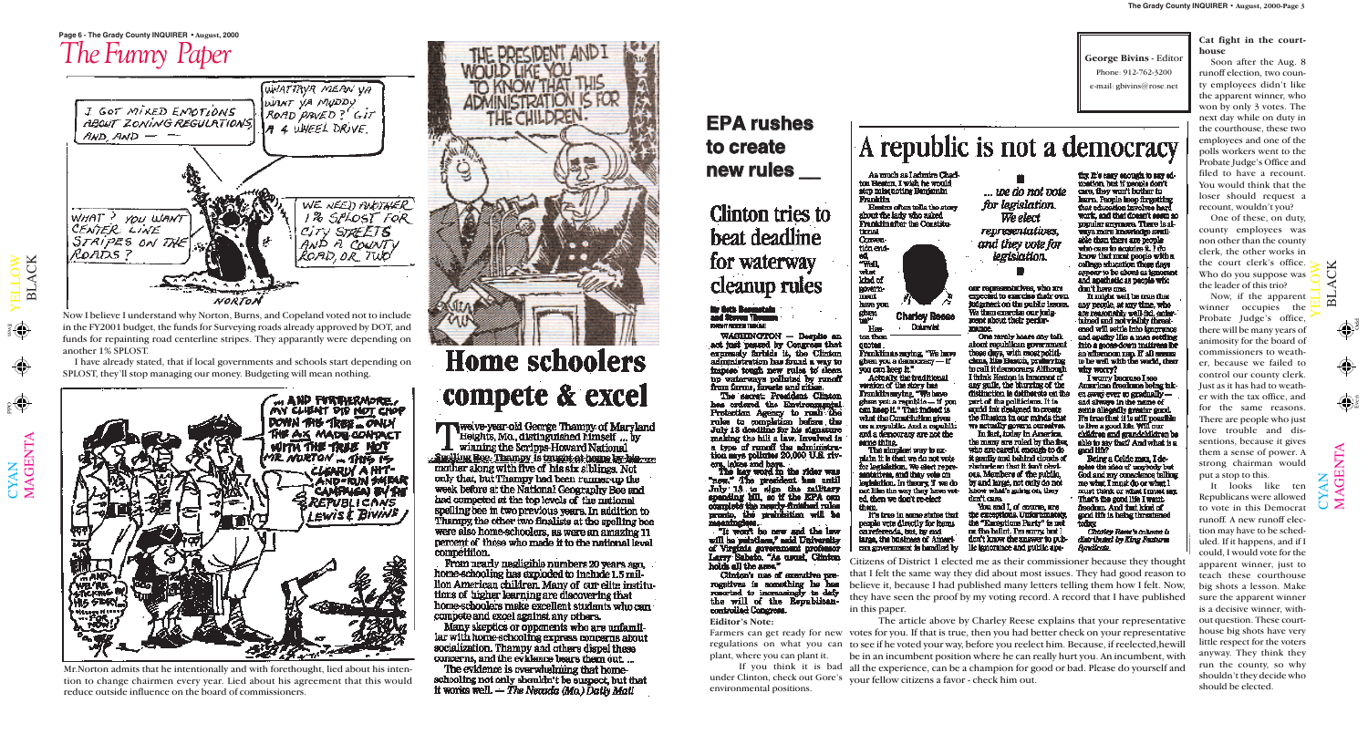# The Funny Paper

Now I believe I understand why Norton, Burns, and Copeland voted not to include in the FY2001 budget, the funds for Surveying roads already approved by DOT, and funds for repainting road centerline stripes. They apparently were depending on another 1% SPLOST.

I have already stated, that if local governments and schools start depending on SPLOST, they'll stop managing our money. Budgeting will mean nothing.

Mr.Norton admits that he intentionally and with forethought, lied about his intention to change chairmen every year. Lied about his agreement that this would reduce outside influence on the board of commissioners.

# Home schoolers compete & excel

Twelve-year-old George Thampy of Maryland Heights, Mo., distinguished himself ... by winning the Scripps-Howard National Spelling Bee. Thampy is taught at home by his mother along with five of his six siblings. Not only that, but Thampy had been runner-up the week before at the National Geography Bee and had competed at the top levels of the national spelling bee in two previous years. In addition to Thampy, the other two finalists at the spelling bee were also home-schoolers, as were an amazing 11 percent of those who made it to the national level competition.

From nearly negligible numbers 20 years ago, home-schooling has exploded to include 1.5 million American children. Many of our elite institutions of higher learning are discovering that home-schoolers make excellent students who can compete and excel against any others.

Many skeptics or opponents who are unfamiliar with home-schooling express concerns about socialization. Thampy and others dispel these concerns, and the evidence bears them out. ...

The evidence is overwhelming that home-schooling not only shouldn't be suspect, but that it works well. — *The Nevada (Mo.) Daily Mail*

## EPA rushes to create new rules __

### Clinton tries to beat deadline for waterway cleanup rules

**By Seth Borenstein and Steven Thomma**
KNIGHT RIDDER TRIBUNE

WASHINGTON — Despite an act just passed by Congress that expressly forbids it, the Clinton administration has found a way to impose tough new rules to clean up waterways polluted by runoff from farms, forests and cities.

The secret: President Clinton has ordered the Environmental Protection Agency to rush the rules to completion before the July 13 deadline for his signature making the bill a law. Involved is a type of runoff the administration says pollutes 20,000 U.S. rivers, lakes and bays.

The key word in the rider was "new." The president has until July 13 to sign the military spending bill, so if the EPA can complete the nearly-finished rules process, the prohibition will be meaningless.

"It won't be new and the law will be 'pointless,' said University of Virginia government professor Larry Sabato. "As usual, Clinton holds all the aces."

Clinton's use of executive prerogatives is something he has resorted to increasingly to defy the will of the Republican-controlled Congress.

**Eiditor's Note:**

Farmers can get ready for new regulations on what you can plant, where you can plant it.

If you think it is bad under Clinton, check out Gore's environmental positions.

# A republic is not a democracy

As much as I admire Charlton Heston, I wish he would stop misquoting Benjamin Franklin.

Heston often tells the story about the lady who asked Franklin after the Constitutional Convention ended, "Well, what kind of government have you given us?" Heston then quotes Franklin as saying, "We have given you a democracy — if you can keep it."

Actually, the traditional version of the story has Franklin saying, "We have given you a republic — if you can keep it." That indeed is what the Constitution gives us: a republic. And a republic and a democracy are not the same thing.

The simplest way to explain it is that we do not vote for legislation. We elect representatives, and they vote on legislation. In theory, if we do not like the way they have voted, we then don't re-elect them.

It's true in some states that people vote directly for items on referenda, but, by and large, the business of American government is handled by our representatives, who are expected to exercise their own judgement on the public issues. We then exercise our judgement about their performance.

*... we do not vote for legislation. We elect representatives, and they vote for legislation.*

Charley Reese — Columnist

One rarely hears any talk about republican government these days, with most politicians, like Heston, preferring to call it democracy. Although I think Heston is innocent of any guile, the blurring of the distinction is deliberate on the part of the politicians. It is a subtle but designed to create the illusion in our minds that we actually govern ourselves.

In fact, today in America, the many are ruled by the few, who are careful enough to do it quietly and behind clouds of rhetoric so that it isn't obvious. Members of the public, by and large, not only do not know what's going on, they don't care.

You and I, of course, are the exceptions. Unfortunately, the "Exceptions Party" is not on the ballot. I'm sorry, but I don't know the answer to public ignorance and public apathy. It's easy enough to say education, but if people don't care, they won't bother to learn. People keep forgetting that education involves hard work, and that doesn't seem to popular anymore. There is always more knowledge available than there are people who care to acquire it. I do know that most people with a college education these days appear to be about as ignorant and apathetic as people who don't have one.

It might well be true that any people, at any time, who are reasonably well-fed, entertained and not visibly threatened will settle into ignorance and apathy like a man settling into a goose-down mattress for an afternoon nap. If all seems to be well with the world, then why worry?

I worry because I see American freedoms being taken away ever so gradually — and always in the name of some allegedly greater good. It's true that it's still possible to live a good life. Will our children and grandchildren be able to say that? And what is a good life?

Being a Celtic man, I despise the idea of anybody but God and my conscience telling me what I must do or what I must think or what I must say. That's the good life I want: freedom. And that kind of good life is being threatened today.

*Charley Reese's column is distributed by King Features Syndicate.*

Citizens of District 1 elected me as their commissioner because they thought that I felt the same way they did about most issues. They had good reason to believe it, because I had published many letters telling them how I felt. Now, they have seen the proof by my voting record. A record that I have published in this paper.

The article above by Charley Reese explains that your representative votes for you. If that is true, then you had better check on your representative to see if he voted your way, before you reelect him. Because, if reelected, hewill be in an incumbent position where he can really hurt you. An incumbent, with all the experience, can be a champion for good or bad. Please do yourself and your fellow citizens a favor - check him out.

**George Bivins** - Editor
Phone: 912-762-3200
e-mail: gbivins@rose.net

### Cat fight in the courthouse

Soon after the Aug. 8 runoff election, two county employees didn't like the apparent winner, who won by only 3 votes. The next day while on duty in the courthouse, these two employees and one of the polls workers went to the Probate Judge's Office and filed to have a recount. You would think that the loser should request a recount, wouldn't you?

One of these, on duty, county employees was non other than the county clerk, the other works in the court clerk's office. Who do you suppose was the leader of this trio?

Now, if the apparent winner occupies the Probate Judge's office, there will be many years of animosity for the board of commissioners to weather, because we failed to control our county clerk. Just as it has had to weather with the tax office, and for the same reasons. There are people who just love trouble and dissentions, because it gives them a sense of power. A strong chairman would put a stop to this.

It looks like ten Republicans were allowed to vote in this Democrat runoff. A new runoff election may have to be scheduled. If it happens, and if I could, I would vote for the apparent winner, just to teach these courthouse big shots a lesson. Make sure the apparent winner is a decisive winner, without question. These courthouse big shots have very little respect for the voters anyway. They think they run the county, so why shouldn't they decide who should be elected.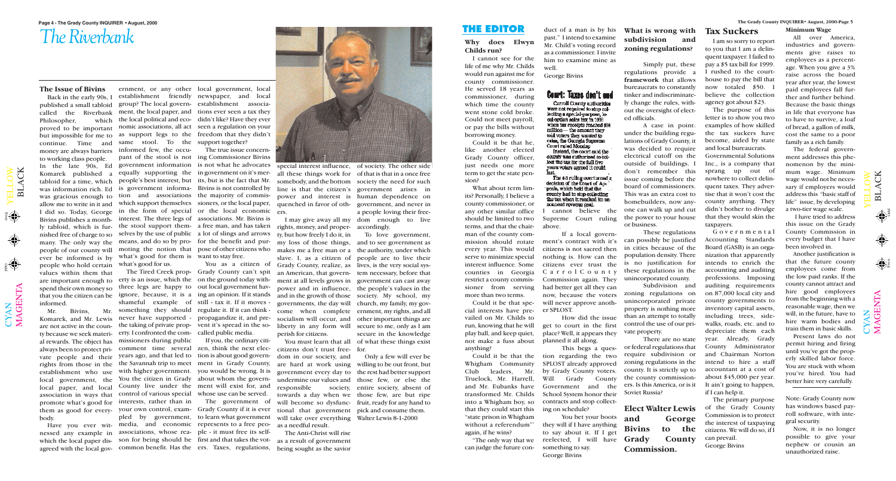# The Riverbank

## The Issue of Bivins

Back in the early 90s, I published a small tabloid called the Riverbank Philosopher, which proved to be important but impossible for me to continue. Time and money are always barriers to working class people.

In the late 90s, Ed Komarek published a tabloid for a time, which was information rich. Ed was gracious enough to allow me to write in it and I did so. Today, George Bivins publishes a monthly tabloid, which is furnished free of charge to so many. The only way the people of our county will ever be informed is by people who hold certain values within them that are important enough to spend their own money so that you the citizen can be informed.

Mr. Bivins, Mr. Komarek, and Mr. Lewis are not active in the county because we seek material rewards. The object has always been to protect private people and their rights from those in the establishment who use local government, the local paper, and local association in ways that promote what's good for them as good for everybody.

Have you ever witnessed any example in which the local paper disagreed with the local government, or other establishment friendly group? The local government, the local paper, and the local political and economic associations, all act as support legs to the same stool. To the informed few, the occupant of the stool is not government information equally supporting the selves by the use of public people's best interest, but is government information and associations which support themselves in the form of special interest. The three legs of the stool support themselves by the use of public means, and do so by promoting the notion that what's good for them is what's good for us.

The Tired Creek property is an issue, which the three legs are happy to ignore, because, it is a shameful example of something they should never have supported - the taking of private property. I confronted the commissioners during public comment time several years ago, and that led to the Savannah trip to meet with higher government. You the citizen in Grady County live under the control of various special interests, rather than in your own control, exampled by government, media, and economic associations, whose reason for being should be common benefit. Has the local government, local newspaper, and local establishment associations ever seen a tax they didn't like? Have they ever seen a regulation on your freedom that they didn't support together?

The true issue concerning Commissioner Bivins is not what he advocates in government on it's merits, but is the fact that Mr. Bivins is not controlled by the majority of commissioners, or the local paper, or the local economic associations. Mr. Bivins is a free man, and has taken a lot of slings and arrows for the benefit and purpose of other citizens who want to stay free.

You as a citizen of Grady County can't spit on the ground today without local government having an opinion. If it stands still - tax it. If it moves - regulate it. If it can think - propagandize it, and prevent it's spread in the so-called public media.

If you, the ordinary citizen, think the next election is about good government in Grady County, you would be wrong. It is about whom the government will exist for, and whose use can be served.

The government of Grady County if it is ever to learn what government represents to a free people - it must free its self first and that takes the voters. Taxes, regulations, special interest influence, all these things work for somebody, and the bottom line is that the citizen's power and interest is quenched in favor of others.

I may give away all my rights, money, and property, but how freely I do it, in my loss of those things, makes me a free man or a slave. I, as a citizen of Grady County, realize, as an American, that government at all levels grows in power and in influence, and in the growth of those governments, the day will come when complete socialism will occur, and liberty in any form will perish for citizens.

You must learn that all citizens don't trust freedom in our society, and are hard at work using government every day to undermine our values and responsible society, towards a day when we will become so dysfunctional that government will take over everything as a needful result.

The Anti-Christ will rise as a result of government being sought as the savior of society. The other side of that is that in a once free society the need for such authority, under which human dependence on government, and never in a people loving their freedom enough to live accordingly.

To love government, and to see government as the authority, under which people are to live their lives, is the very social system necessary, before that government can cast away the people's values in the society. My school, my church, my family, my government, my rights, and all other important things are secure to me, only as I am secure in the knowledge of what these things exist for.

Only a few will ever be willing to be out front, but the rest had better support those few, or else the entire society, absent of those few, are but ripe fruit, ready for any hand to pick and consume them.

Walter Lewis 8-1-2000

## THE EDITOR

### Why does Elwyn Childs run?

I cannot see for the life of me why Mr. Childs would run against me for county commissioner. He served 18 years as commissioner, during which time the county went stone cold broke. Could not meet payroll, or pay the bills without borrowing money.

Could it be that he, like another elected Grady County officer, just needs one more term to get the state pension?

What about term limits? Personally, I believe a county commissioner, or any other similar office should be limited to two terms, and that the chairman of the county commission should rotate every year. This would serve to minimize special interest influence. Some counties in Georgia restrict a county commissioner from serving more than two terms.

Could it be that special interests have prevailed on Mr. Childs to run, knowing that he will play ball, and keep quiet, not make a fuss about anything?

Could it be that the Whigham Community Club leaders, Mr. Truelock, Mr. Harrell, and Mr. Eubanks have transformed Mr. Childs into a Whigham boy, so that they could start this "state prison in Whigham without a referendum" again, if he wins?

"The only way that we can judge the future conduct of a man is by his past." I intend to examine Mr. Child's voting record as a commissioner. I invite him to examine mine as well.

George Bivins

### Court: Taxes don't end

Carroll County authorities were not required to stop collecting a special-purpose, local-option sales tax in 1998 when tax receipts reached $14 million — the amount they told voters they wanted to raise, the Georgia Supreme Court ruled Monday.

Instead, the court said the county was authorized to collect the tax for the full five years voters agreed it could last.

The 6-3 ruling overturned a decision of the Court of Appeals, which held that the county had to stop collecting the tax when it reached its announced revenue goal.

I cannot believe the Supreme Court ruling above.

If a local government's contract with it's citizens is not sacred then nothing is. How can the citizens ever trust the C a r r o l C o u n t y Commission again. They had better get all they can now, because the voters will never approve another SPLOST.

How did the issue get to court in the first place? Well, it appears they planned it all along.

This begs a question regarding the two SPLOST already approved by Grady County voters. Will Grady County Government and the School System honor their contracts and stop collecting on schedule?

You bet your boots they will if I have anything to say about it. If I get reelected, I will have something to say.

George Bivins

### What is wrong with subdivision and zoning regulations?

Simply put, these regulations provide a **framework** that allows bureaucrats to constantly tinker and indiscriminately change the rules, without the oversight of elected officials.

A case in point: under the building regulations of Grady County, it was decided to require electrical cutoff on the outside of buildings. I don't remember this issue coming before the board of commissioners. This was an extra cost to homebuilders, now anyone can walk up and cut the power to your house or business.

These regulations can possibly be justified in cities because of the population density. There is no justification for these regulations in the unincorporated county.

Subdivision and zoning regulations on unincorporated private property is nothing more than an attempt to totally control the use of our private property.

There are no state or federal regulations that require subdivision or zoning regulations in the county. It is strictly up to the county commissioners. Is this America, or is it Soviet Russia?

**Elect Walter Lewis and George Bivins to the Grady County Commission.**

### Tax Suckers

I am so sorry to report to you that I am a delinquent taxpayer. I failed to pay a $5 tax bill for 1999. I rushed to the courthouse to pay the bill that now totaled $50. I believe the collection agency got about $23.

The purpose of this letter is to show you two examples of how skilled the tax suckers have become, aided by state and local bureaucrats.

Governmental Solutions Inc., is a company that sprang up out of nowhere to collect delinquent taxes. They advertise that it won't cost the county anything. They didn't bother to divulge that they would skin the taxpayers.

G o v e r n m e n t a l Accounting Standards Board (GASB) is an organization that apparently intends to enrich the accounting and auditing professions. Imposing auditing requirements on 87,000 local city and county governments to inventory capital assets, including trees, sidewalks, roads, etc. and to depreciate them each year. Already, Grady County Administrator and Chairman Norton intend to hire a staff accountant at a cost of about $45,000 per year. It ain't going to happen, if I can help it.

The primary purpose of the Grady County Commission is to protect the interest of taxpaying citizens. We will do so, if I can prevail.

George Bivins

### Minimum Wage

All over America, industries and governments give raises to employees as a percentage. When you give a 3% raise across the board year after year, the lowest paid employees fall further and further behind. Because the basic things in life that everyone has to have to survive, a loaf of bread, a gallon of milk, cost the same to a poor family as a rich family.

The federal government addresses this phenomenon by the minimum wage. Minimum wage would not be necessary if employers would address this "basic staff of life" issue, by developing a two-tier wage scale.

I have tried to address this issue on the Grady County Commission in every budget that I have been involved in.

Another justification is that the future county employees come from the low paid ranks. If the county cannot attract and hire good employees from the beginning with a reasonable wage, then we will, in the future, have to hire warm bodies and train them in basic skills.

Present laws do not permit hiring and firing until you've got the properly skilled labor force. You are stuck with whom you've hired. You had better hire very carefully.

Note: Grady County now has windows based payroll software, with integral security.

Now, it is no longer possible to give your nephew or cousin an unauthorized raise.